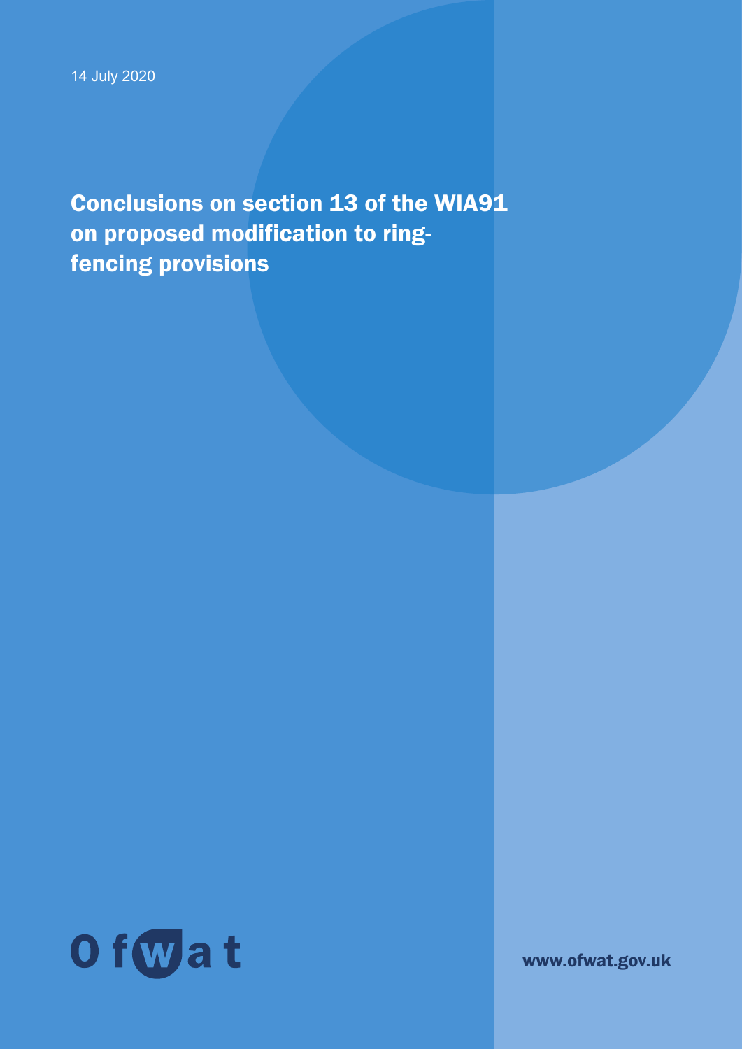14 July 2020

# Conclusions on section 13 of the WIA91 on proposed modification to ring-fencing provisions

Ofwat

www.ofwat.gov.uk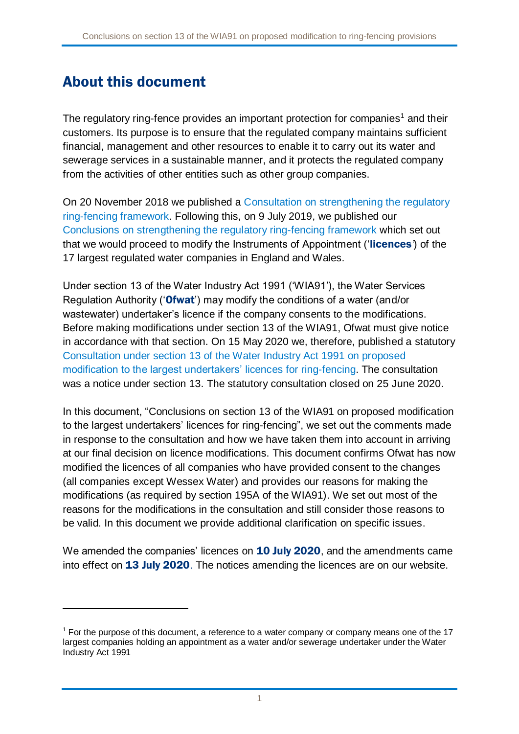## About this document

The regulatory ring-fence provides an important protection for companies[1] and their customers. Its purpose is to ensure that the regulated company maintains sufficient financial, management and other resources to enable it to carry out its water and sewerage services in a sustainable manner, and it protects the regulated company from the activities of other entities such as other group companies.

On 20 November 2018 we published a Consultation on strengthening the regulatory ring-fencing framework. Following this, on 9 July 2019, we published our Conclusions on strengthening the regulatory ring-fencing framework which set out that we would proceed to modify the Instruments of Appointment ('**licences**') of the 17 largest regulated water companies in England and Wales.

Under section 13 of the Water Industry Act 1991 ('WIA91'), the Water Services Regulation Authority ('**Ofwat**') may modify the conditions of a water (and/or wastewater) undertaker's licence if the company consents to the modifications. Before making modifications under section 13 of the WIA91, Ofwat must give notice in accordance with that section. On 15 May 2020 we, therefore, published a statutory Consultation under section 13 of the Water Industry Act 1991 on proposed modification to the largest undertakers' licences for ring-fencing. The consultation was a notice under section 13. The statutory consultation closed on 25 June 2020.

In this document, "Conclusions on section 13 of the WIA91 on proposed modification to the largest undertakers' licences for ring-fencing", we set out the comments made in response to the consultation and how we have taken them into account in arriving at our final decision on licence modifications. This document confirms Ofwat has now modified the licences of all companies who have provided consent to the changes (all companies except Wessex Water) and provides our reasons for making the modifications (as required by section 195A of the WIA91). We set out most of the reasons for the modifications in the consultation and still consider those reasons to be valid. In this document we provide additional clarification on specific issues.

We amended the companies' licences on **10 July 2020**, and the amendments came into effect on **13 July 2020**. The notices amending the licences are on our website.

[1] For the purpose of this document, a reference to a water company or company means one of the 17 largest companies holding an appointment as a water and/or sewerage undertaker under the Water Industry Act 1991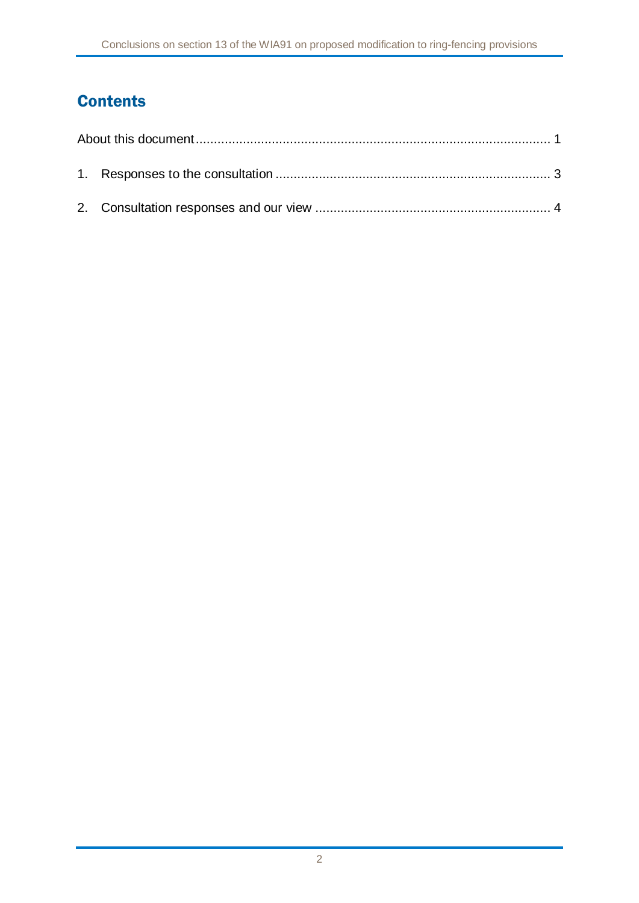## Contents

About this document ........................................................................................................ 1

1. Responses to the consultation ........................................................................... 3

2. Consultation responses and our view ................................................................ 4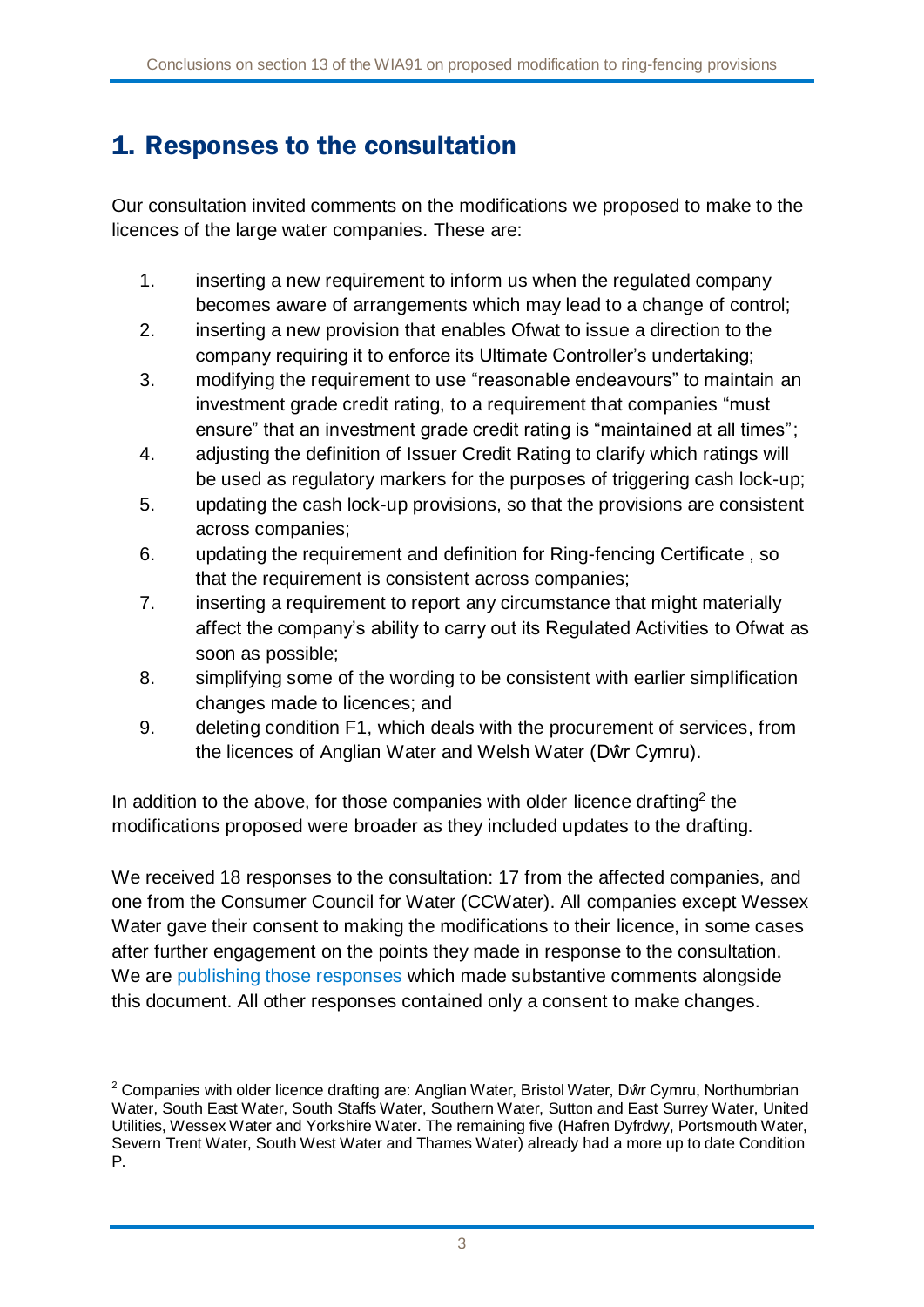# 1. Responses to the consultation

Our consultation invited comments on the modifications we proposed to make to the licences of the large water companies. These are:

1. inserting a new requirement to inform us when the regulated company becomes aware of arrangements which may lead to a change of control;
2. inserting a new provision that enables Ofwat to issue a direction to the company requiring it to enforce its Ultimate Controller's undertaking;
3. modifying the requirement to use "reasonable endeavours" to maintain an investment grade credit rating, to a requirement that companies "must ensure" that an investment grade credit rating is "maintained at all times";
4. adjusting the definition of Issuer Credit Rating to clarify which ratings will be used as regulatory markers for the purposes of triggering cash lock-up;
5. updating the cash lock-up provisions, so that the provisions are consistent across companies;
6. updating the requirement and definition for Ring-fencing Certificate , so that the requirement is consistent across companies;
7. inserting a requirement to report any circumstance that might materially affect the company's ability to carry out its Regulated Activities to Ofwat as soon as possible;
8. simplifying some of the wording to be consistent with earlier simplification changes made to licences; and
9. deleting condition F1, which deals with the procurement of services, from the licences of Anglian Water and Welsh Water (Dŵr Cymru).

In addition to the above, for those companies with older licence drafting[2] the modifications proposed were broader as they included updates to the drafting.

We received 18 responses to the consultation: 17 from the affected companies, and one from the Consumer Council for Water (CCWater). All companies except Wessex Water gave their consent to making the modifications to their licence, in some cases after further engagement on the points they made in response to the consultation. We are publishing those responses which made substantive comments alongside this document. All other responses contained only a consent to make changes.

---

[2] Companies with older licence drafting are: Anglian Water, Bristol Water, Dŵr Cymru, Northumbrian Water, South East Water, South Staffs Water, Southern Water, Sutton and East Surrey Water, United Utilities, Wessex Water and Yorkshire Water. The remaining five (Hafren Dyfrdwy, Portsmouth Water, Severn Trent Water, South West Water and Thames Water) already had a more up to date Condition P.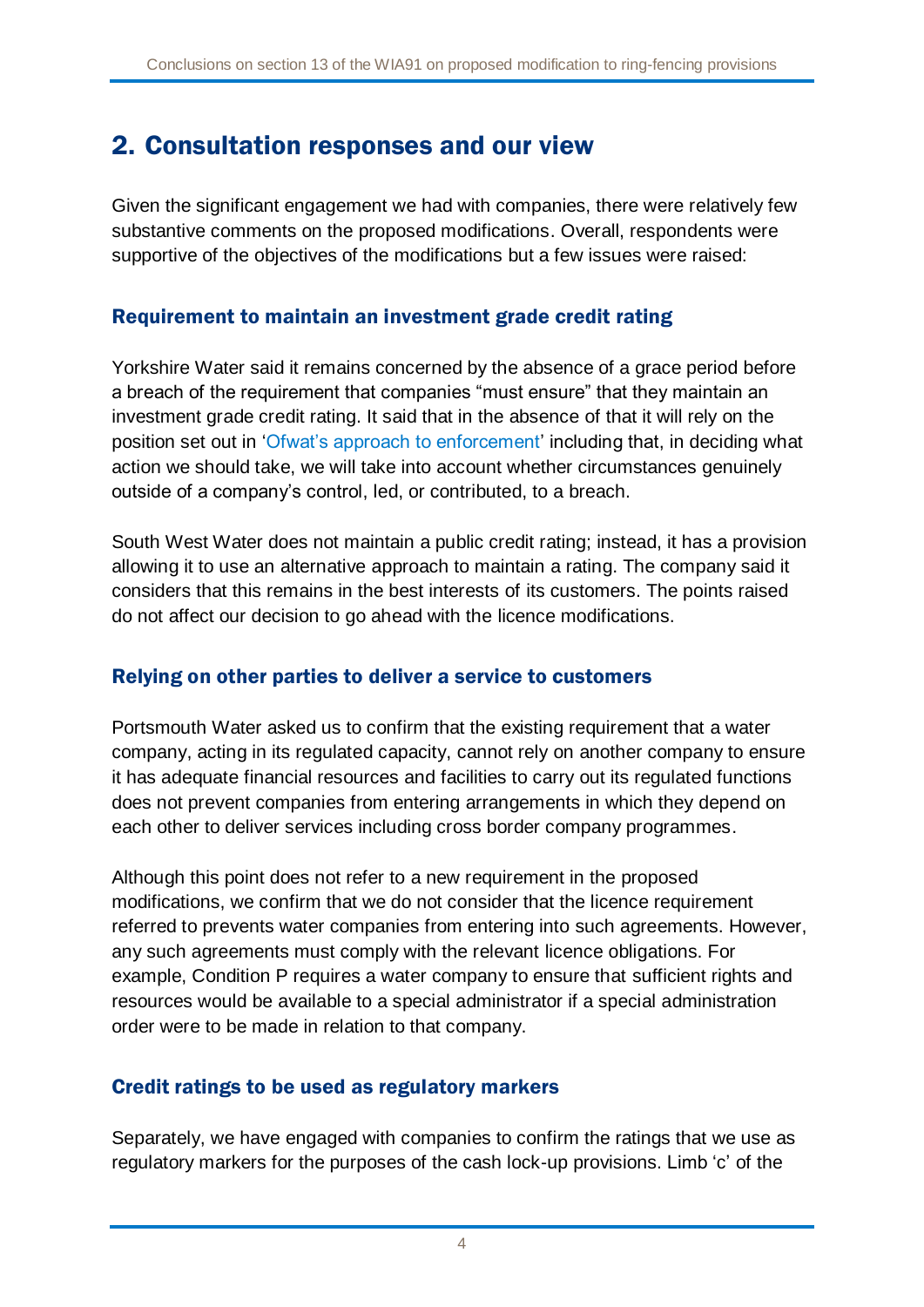## 2. Consultation responses and our view

Given the significant engagement we had with companies, there were relatively few substantive comments on the proposed modifications. Overall, respondents were supportive of the objectives of the modifications but a few issues were raised:

### Requirement to maintain an investment grade credit rating

Yorkshire Water said it remains concerned by the absence of a grace period before a breach of the requirement that companies "must ensure" that they maintain an investment grade credit rating. It said that in the absence of that it will rely on the position set out in 'Ofwat's approach to enforcement' including that, in deciding what action we should take, we will take into account whether circumstances genuinely outside of a company's control, led, or contributed, to a breach.

South West Water does not maintain a public credit rating; instead, it has a provision allowing it to use an alternative approach to maintain a rating. The company said it considers that this remains in the best interests of its customers. The points raised do not affect our decision to go ahead with the licence modifications.

### Relying on other parties to deliver a service to customers

Portsmouth Water asked us to confirm that the existing requirement that a water company, acting in its regulated capacity, cannot rely on another company to ensure it has adequate financial resources and facilities to carry out its regulated functions does not prevent companies from entering arrangements in which they depend on each other to deliver services including cross border company programmes.

Although this point does not refer to a new requirement in the proposed modifications, we confirm that we do not consider that the licence requirement referred to prevents water companies from entering into such agreements. However, any such agreements must comply with the relevant licence obligations. For example, Condition P requires a water company to ensure that sufficient rights and resources would be available to a special administrator if a special administration order were to be made in relation to that company.

### Credit ratings to be used as regulatory markers

Separately, we have engaged with companies to confirm the ratings that we use as regulatory markers for the purposes of the cash lock-up provisions. Limb 'c' of the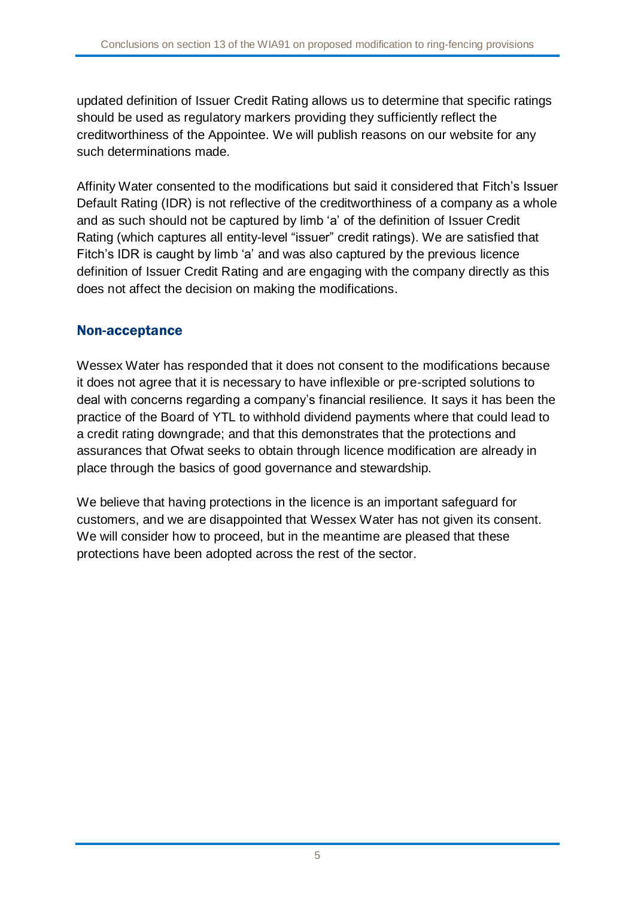updated definition of Issuer Credit Rating allows us to determine that specific ratings should be used as regulatory markers providing they sufficiently reflect the creditworthiness of the Appointee. We will publish reasons on our website for any such determinations made.

Affinity Water consented to the modifications but said it considered that Fitch's Issuer Default Rating (IDR) is not reflective of the creditworthiness of a company as a whole and as such should not be captured by limb 'a' of the definition of Issuer Credit Rating (which captures all entity-level "issuer" credit ratings). We are satisfied that Fitch's IDR is caught by limb 'a' and was also captured by the previous licence definition of Issuer Credit Rating and are engaging with the company directly as this does not affect the decision on making the modifications.

## Non-acceptance

Wessex Water has responded that it does not consent to the modifications because it does not agree that it is necessary to have inflexible or pre-scripted solutions to deal with concerns regarding a company's financial resilience. It says it has been the practice of the Board of YTL to withhold dividend payments where that could lead to a credit rating downgrade; and that this demonstrates that the protections and assurances that Ofwat seeks to obtain through licence modification are already in place through the basics of good governance and stewardship.

We believe that having protections in the licence is an important safeguard for customers, and we are disappointed that Wessex Water has not given its consent. We will consider how to proceed, but in the meantime are pleased that these protections have been adopted across the rest of the sector.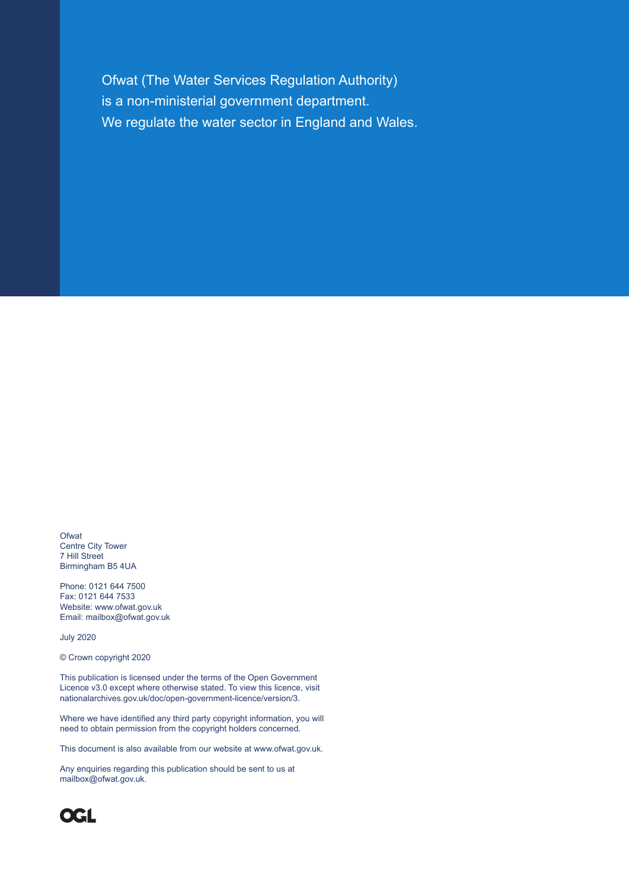Ofwat (The Water Services Regulation Authority) is a non-ministerial government department. We regulate the water sector in England and Wales.

Ofwat
Centre City Tower
7 Hill Street
Birmingham B5 4UA

Phone: 0121 644 7500
Fax: 0121 644 7533
Website: www.ofwat.gov.uk
Email: mailbox@ofwat.gov.uk

July 2020

© Crown copyright 2020

This publication is licensed under the terms of the Open Government Licence v3.0 except where otherwise stated. To view this licence, visit nationalarchives.gov.uk/doc/open-government-licence/version/3.

Where we have identified any third party copyright information, you will need to obtain permission from the copyright holders concerned.

This document is also available from our website at www.ofwat.gov.uk.

Any enquiries regarding this publication should be sent to us at mailbox@ofwat.gov.uk.

OGL